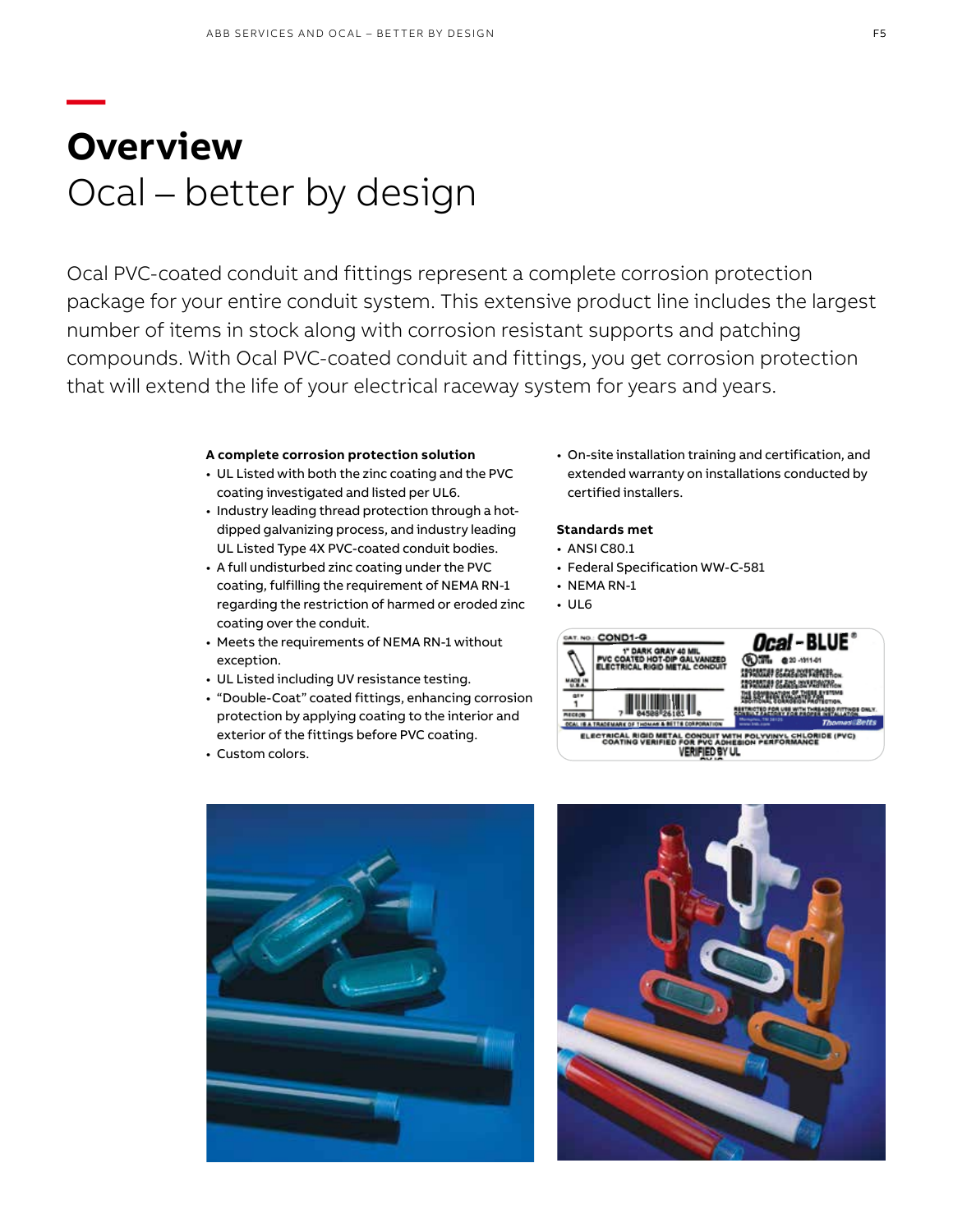# Overview
## Ocal – better by design

Ocal PVC-coated conduit and fittings represent a complete corrosion protection package for your entire conduit system. This extensive product line includes the largest number of items in stock along with corrosion resistant supports and patching compounds. With Ocal PVC-coated conduit and fittings, you get corrosion protection that will extend the life of your electrical raceway system for years and years.

**A complete corrosion protection solution**

- UL Listed with both the zinc coating and the PVC coating investigated and listed per UL6.
- Industry leading thread protection through a hot-dipped galvanizing process, and industry leading UL Listed Type 4X PVC-coated conduit bodies.
- A full undisturbed zinc coating under the PVC coating, fulfilling the requirement of NEMA RN-1 regarding the restriction of harmed or eroded zinc coating over the conduit.
- Meets the requirements of NEMA RN-1 without exception.
- UL Listed including UV resistance testing.
- "Double-Coat" coated fittings, enhancing corrosion protection by applying coating to the interior and exterior of the fittings before PVC coating.
- Custom colors.
- On-site installation training and certification, and extended warranty on installations conducted by certified installers.

**Standards met**

- ANSI C80.1
- Federal Specification WW-C-581
- NEMA RN-1
- UL6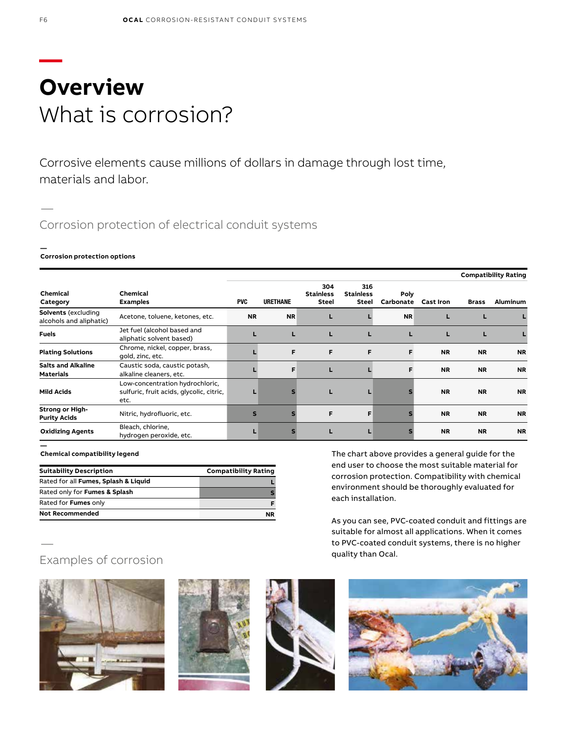# Overview

What is corrosion?

Corrosive elements cause millions of dollars in damage through lost time, materials and labor.

## Corrosion protection of electrical conduit systems

### Corrosion protection options

| Chemical Category | Chemical Examples | PVC | URETHANE | 304 Stainless Steel | 316 Stainless Steel | Poly Carbonate | Cast Iron | Brass | Aluminum |
|---|---|---|---|---|---|---|---|---|---|
| | | Compatibility Rating | | | | | | | |
| **Solvents** (excluding alcohols and aliphatic) | Acetone, toluene, ketones, etc. | NR | NR | L | L | NR | L | L | L |
| **Fuels** | Jet fuel (alcohol based and aliphatic solvent based) | L | L | L | L | L | L | L | L |
| **Plating Solutions** | Chrome, nickel, copper, brass, gold, zinc, etc. | L | F | F | F | F | NR | NR | NR |
| **Salts and Alkaline Materials** | Caustic soda, caustic potash, alkaline cleaners, etc. | L | F | L | L | F | NR | NR | NR |
| **Mild Acids** | Low-concentration hydrochloric, sulfuric, fruit acids, glycolic, citric, etc. | L | S | L | L | S | NR | NR | NR |
| **Strong or High-Purity Acids** | Nitric, hydrofluoric, etc. | S | S | F | F | S | NR | NR | NR |
| **Oxidizing Agents** | Bleach, chlorine, hydrogen peroxide, etc. | L | S | L | L | S | NR | NR | NR |

### Chemical compatibility legend

| Suitability Description | Compatibility Rating |
|---|---|
| Rated for all **Fumes, Splash & Liquid** | L |
| Rated only for **Fumes & Splash** | S |
| Rated for **Fumes** only | F |
| **Not Recommended** | NR |

The chart above provides a general guide for the end user to choose the most suitable material for corrosion protection. Compatibility with chemical environment should be thoroughly evaluated for each installation.

As you can see, PVC-coated conduit and fittings are suitable for almost all applications. When it comes to PVC-coated conduit systems, there is no higher quality than Ocal.

## Examples of corrosion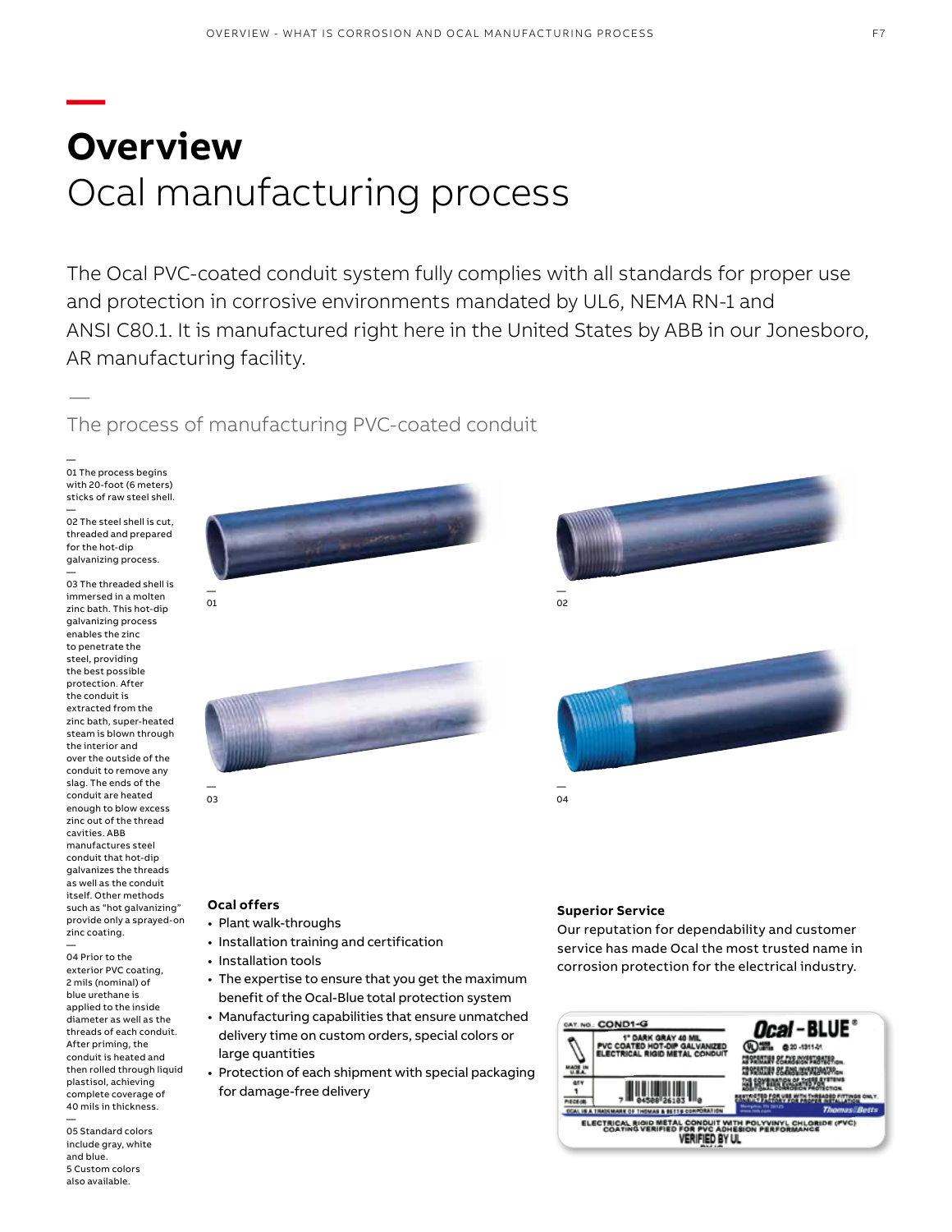# Overview
## Ocal manufacturing process

The Ocal PVC-coated conduit system fully complies with all standards for proper use and protection in corrosive environments mandated by UL6, NEMA RN-1 and ANSI C80.1. It is manufactured right here in the United States by ABB in our Jonesboro, AR manufacturing facility.

### The process of manufacturing PVC-coated conduit

01 The process begins with 20-foot (6 meters) sticks of raw steel shell.

02 The steel shell is cut, threaded and prepared for the hot-dip galvanizing process.

03 The threaded shell is immersed in a molten zinc bath. This hot-dip galvanizing process enables the zinc to penetrate the steel, providing the best possible protection. After the conduit is extracted from the zinc bath, super-heated steam is blown through the interior and over the outside of the conduit to remove any slag. The ends of the conduit are heated enough to blow excess zinc out of the thread cavities. ABB manufactures steel conduit that hot-dip galvanizes the threads as well as the conduit itself. Other methods such as "hot galvanizing" provide only a sprayed-on zinc coating.

04 Prior to the exterior PVC coating, 2 mils (nominal) of blue urethane is applied to the inside diameter as well as the threads of each conduit. After priming, the conduit is heated and then rolled through liquid plastisol, achieving complete coverage of 40 mils in thickness.

05 Standard colors include gray, white and blue. 5 Custom colors also available.

01

02

03

04

**Ocal offers**

- Plant walk-throughs
- Installation training and certification
- Installation tools
- The expertise to ensure that you get the maximum benefit of the Ocal-Blue total protection system
- Manufacturing capabilities that ensure unmatched delivery time on custom orders, special colors or large quantities
- Protection of each shipment with special packaging for damage-free delivery

**Superior Service**

Our reputation for dependability and customer service has made Ocal the most trusted name in corrosion protection for the electrical industry.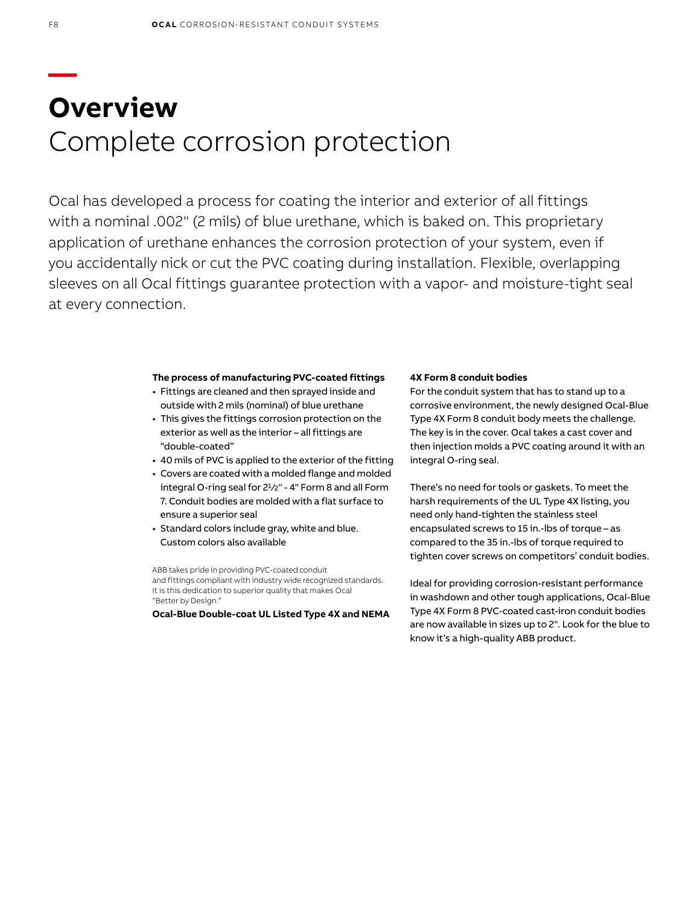# Overview

## Complete corrosion protection

Ocal has developed a process for coating the interior and exterior of all fittings with a nominal .002" (2 mils) of blue urethane, which is baked on. This proprietary application of urethane enhances the corrosion protection of your system, even if you accidentally nick or cut the PVC coating during installation. Flexible, overlapping sleeves on all Ocal fittings guarantee protection with a vapor- and moisture-tight seal at every connection.

**The process of manufacturing PVC-coated fittings**

- Fittings are cleaned and then sprayed inside and outside with 2 mils (nominal) of blue urethane
- This gives the fittings corrosion protection on the exterior as well as the interior – all fittings are "double-coated"
- 40 mils of PVC is applied to the exterior of the fitting
- Covers are coated with a molded flange and molded integral O-ring seal for 2½" - 4" Form 8 and all Form 7. Conduit bodies are molded with a flat surface to ensure a superior seal
- Standard colors include gray, white and blue. Custom colors also available

ABB takes pride in providing PVC-coated conduit and fittings compliant with industry wide recognized standards. It is this dedication to superior quality that makes Ocal "Better by Design."

**Ocal-Blue Double-coat UL Listed Type 4X and NEMA**

**4X Form 8 conduit bodies**

For the conduit system that has to stand up to a corrosive environment, the newly designed Ocal-Blue Type 4X Form 8 conduit body meets the challenge. The key is in the cover. Ocal takes a cast cover and then injection molds a PVC coating around it with an integral O-ring seal.

There's no need for tools or gaskets. To meet the harsh requirements of the UL Type 4X listing, you need only hand-tighten the stainless steel encapsulated screws to 15 in.-lbs of torque – as compared to the 35 in.-lbs of torque required to tighten cover screws on competitors' conduit bodies.

Ideal for providing corrosion-resistant performance in washdown and other tough applications, Ocal-Blue Type 4X Form 8 PVC-coated cast-iron conduit bodies are now available in sizes up to 2". Look for the blue to know it's a high-quality ABB product.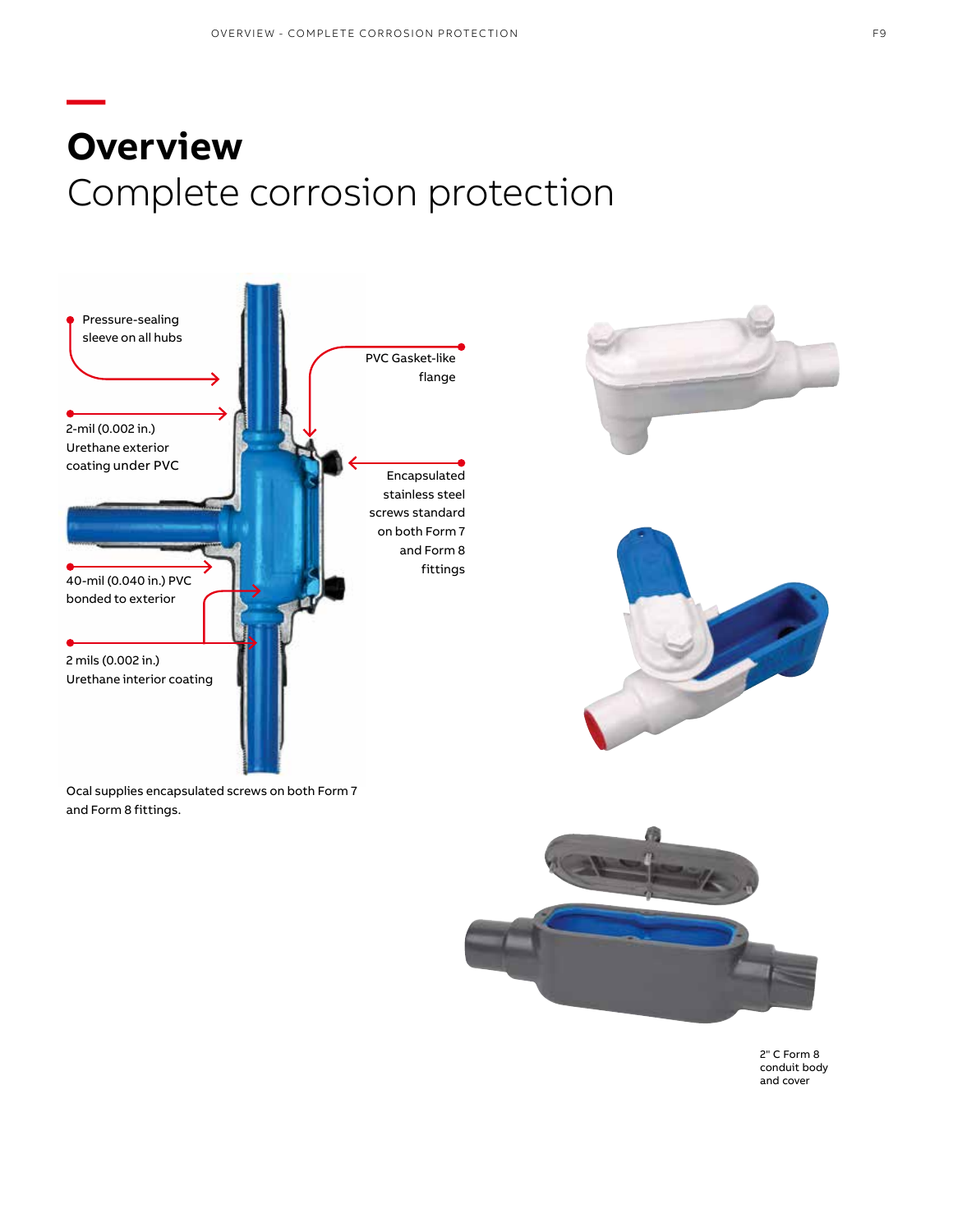# Overview
## Complete corrosion protection

Pressure-sealing sleeve on all hubs

2-mil (0.002 in.) Urethane exterior coating under PVC

PVC Gasket-like flange

Encapsulated stainless steel screws standard on both Form 7 and Form 8 fittings

40-mil (0.040 in.) PVC bonded to exterior

2 mils (0.002 in.) Urethane interior coating

Ocal supplies encapsulated screws on both Form 7 and Form 8 fittings.

2" C Form 8 conduit body and cover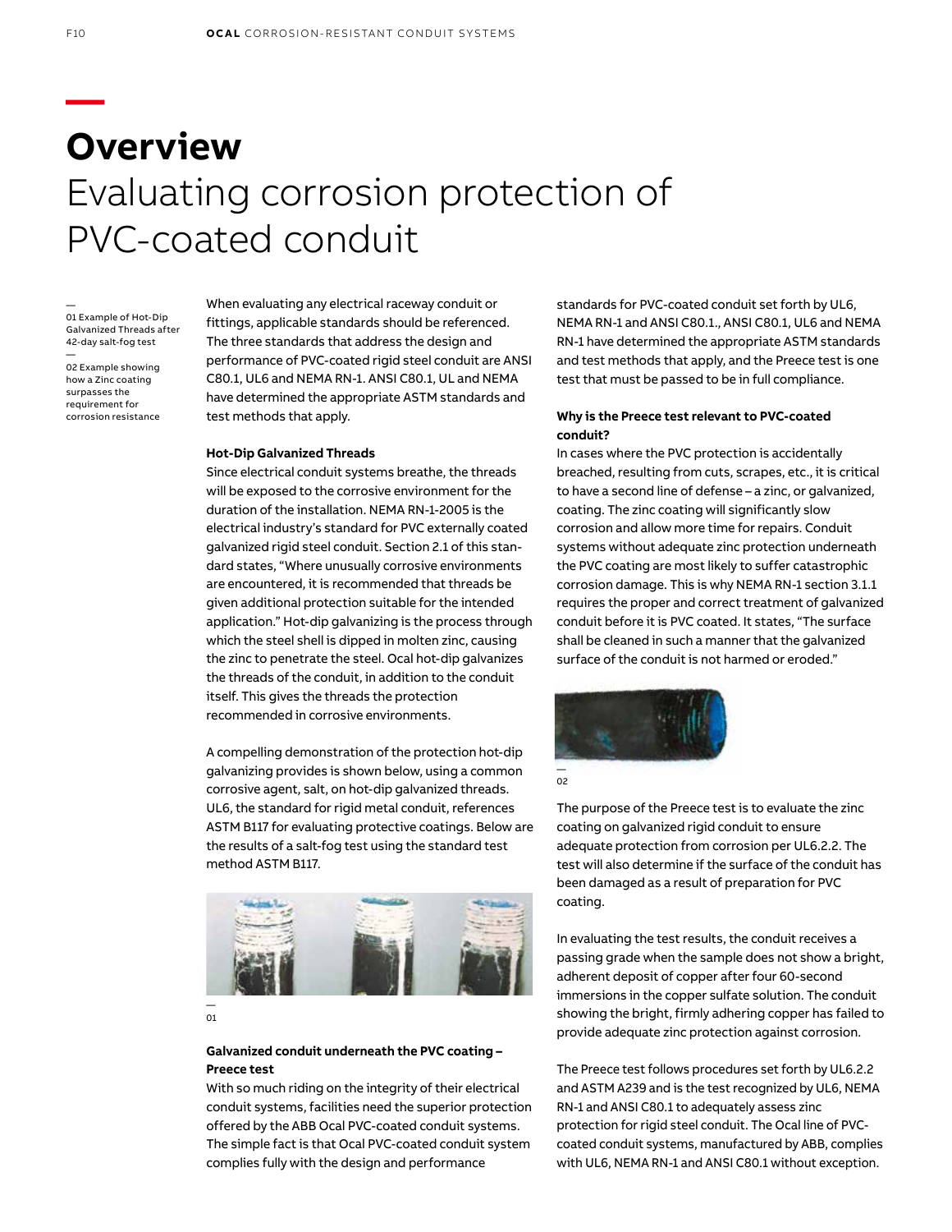# Overview

Evaluating corrosion protection of PVC-coated conduit

— 01 Example of Hot-Dip Galvanized Threads after 42-day salt-fog test

— 02 Example showing how a Zinc coating surpasses the requirement for corrosion resistance

When evaluating any electrical raceway conduit or fittings, applicable standards should be referenced. The three standards that address the design and performance of PVC-coated rigid steel conduit are ANSI C80.1, UL6 and NEMA RN-1. ANSI C80.1, UL and NEMA have determined the appropriate ASTM standards and test methods that apply.

**Hot-Dip Galvanized Threads**

Since electrical conduit systems breathe, the threads will be exposed to the corrosive environment for the duration of the installation. NEMA RN-1-2005 is the electrical industry's standard for PVC externally coated galvanized rigid steel conduit. Section 2.1 of this standard states, "Where unusually corrosive environments are encountered, it is recommended that threads be given additional protection suitable for the intended application." Hot-dip galvanizing is the process through which the steel shell is dipped in molten zinc, causing the zinc to penetrate the steel. Ocal hot-dip galvanizes the threads of the conduit, in addition to the conduit itself. This gives the threads the protection recommended in corrosive environments.

A compelling demonstration of the protection hot-dip galvanizing provides is shown below, using a common corrosive agent, salt, on hot-dip galvanized threads. UL6, the standard for rigid metal conduit, references ASTM B117 for evaluating protective coatings. Below are the results of a salt-fog test using the standard test method ASTM B117.

— 01

**Galvanized conduit underneath the PVC coating – Preece test**

With so much riding on the integrity of their electrical conduit systems, facilities need the superior protection offered by the ABB Ocal PVC-coated conduit systems. The simple fact is that Ocal PVC-coated conduit system complies fully with the design and performance standards for PVC-coated conduit set forth by UL6, NEMA RN-1 and ANSI C80.1., ANSI C80.1, UL6 and NEMA RN-1 have determined the appropriate ASTM standards and test methods that apply, and the Preece test is one test that must be passed to be in full compliance.

**Why is the Preece test relevant to PVC-coated conduit?**

In cases where the PVC protection is accidentally breached, resulting from cuts, scrapes, etc., it is critical to have a second line of defense – a zinc, or galvanized, coating. The zinc coating will significantly slow corrosion and allow more time for repairs. Conduit systems without adequate zinc protection underneath the PVC coating are most likely to suffer catastrophic corrosion damage. This is why NEMA RN-1 section 3.1.1 requires the proper and correct treatment of galvanized conduit before it is PVC coated. It states, "The surface shall be cleaned in such a manner that the galvanized surface of the conduit is not harmed or eroded."

— 02

The purpose of the Preece test is to evaluate the zinc coating on galvanized rigid conduit to ensure adequate protection from corrosion per UL6.2.2. The test will also determine if the surface of the conduit has been damaged as a result of preparation for PVC coating.

In evaluating the test results, the conduit receives a passing grade when the sample does not show a bright, adherent deposit of copper after four 60-second immersions in the copper sulfate solution. The conduit showing the bright, firmly adhering copper has failed to provide adequate zinc protection against corrosion.

The Preece test follows procedures set forth by UL6.2.2 and ASTM A239 and is the test recognized by UL6, NEMA RN-1 and ANSI C80.1 to adequately assess zinc protection for rigid steel conduit. The Ocal line of PVC-coated conduit systems, manufactured by ABB, complies with UL6, NEMA RN-1 and ANSI C80.1 without exception.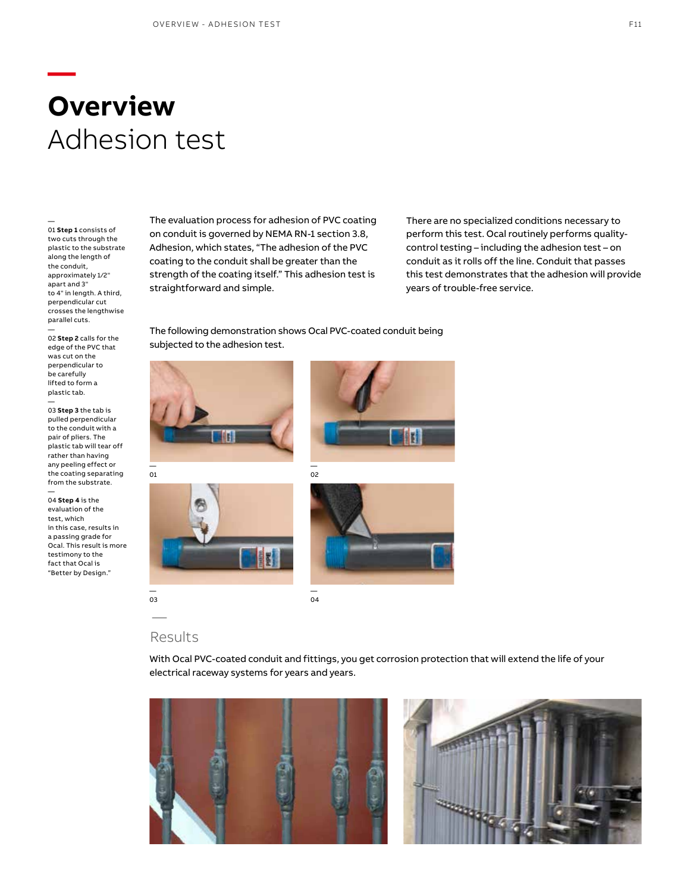# Overview
## Adhesion test

01 **Step 1** consists of two cuts through the plastic to the substrate along the length of the conduit, approximately 1⁄2" apart and 3" to 4" in length. A third, perpendicular cut crosses the lengthwise parallel cuts.

02 **Step 2** calls for the edge of the PVC that was cut on the perpendicular to be carefully lifted to form a plastic tab.

03 **Step 3** the tab is pulled perpendicular to the conduit with a pair of pliers. The plastic tab will tear off rather than having any peeling effect or the coating separating from the substrate.

04 **Step 4** is the evaluation of the test, which in this case, results in a passing grade for Ocal. This result is more testimony to the fact that Ocal is "Better by Design."

The evaluation process for adhesion of PVC coating on conduit is governed by NEMA RN-1 section 3.8, Adhesion, which states, "The adhesion of the PVC coating to the conduit shall be greater than the strength of the coating itself." This adhesion test is straightforward and simple.

There are no specialized conditions necessary to perform this test. Ocal routinely performs quality-control testing – including the adhesion test – on conduit as it rolls off the line. Conduit that passes this test demonstrates that the adhesion will provide years of trouble-free service.

The following demonstration shows Ocal PVC-coated conduit being subjected to the adhesion test.

01

02

03

04

### Results

With Ocal PVC-coated conduit and fittings, you get corrosion protection that will extend the life of your electrical raceway systems for years and years.